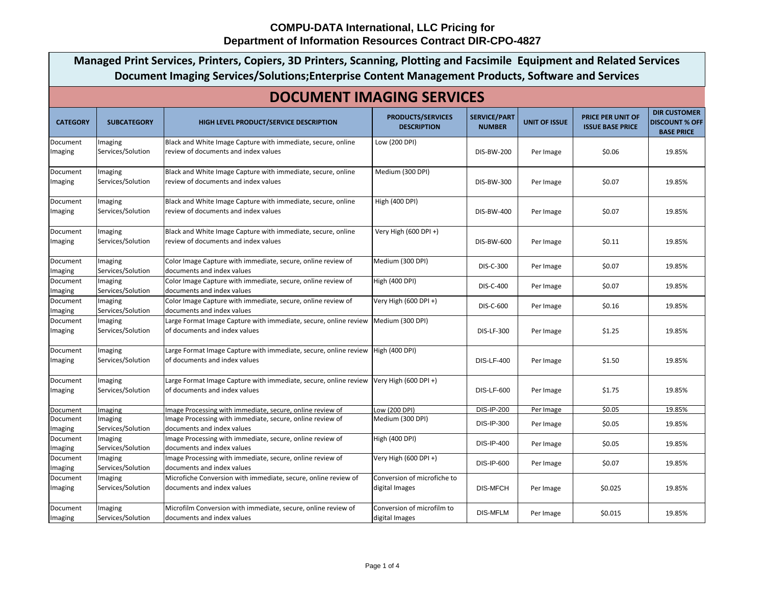# COMPU-DATA International, LLC Pricing for Department of Information Resources Contract DIR-CPO-4827

## Managed Print Services, Printers, Copiers, 3D Printers, Scanning, Plotting and Facsimile Equipment and Related Services Document Imaging Services/Solutions;Enterprise Content Management Products, Software and Services

## DOCUMENT IMAGING SERVICES

| CATEGORY | SUBCATEGORY | HIGH LEVEL PRODUCT/SERVICE DESCRIPTION | PRODUCTS/SERVICES DESCRIPTION | SERVICE/PART NUMBER | UNIT OF ISSUE | PRICE PER UNIT OF ISSUE BASE PRICE | DIR CUSTOMER DISCOUNT % OFF BASE PRICE |
|---|---|---|---|---|---|---|---|
| Document Imaging | Imaging Services/Solution | Black and White Image Capture with immediate, secure, online review of documents and index values | Low (200 DPI) | DIS-BW-200 | Per Image | $0.06 | 19.85% |
| Document Imaging | Imaging Services/Solution | Black and White Image Capture with immediate, secure, online review of documents and index values | Medium (300 DPI) | DIS-BW-300 | Per Image | $0.07 | 19.85% |
| Document Imaging | Imaging Services/Solution | Black and White Image Capture with immediate, secure, online review of documents and index values | High (400 DPI) | DIS-BW-400 | Per Image | $0.07 | 19.85% |
| Document Imaging | Imaging Services/Solution | Black and White Image Capture with immediate, secure, online review of documents and index values | Very High (600 DPI +) | DIS-BW-600 | Per Image | $0.11 | 19.85% |
| Document Imaging | Imaging Services/Solution | Color Image Capture with immediate, secure, online review of documents and index values | Medium (300 DPI) | DIS-C-300 | Per Image | $0.07 | 19.85% |
| Document Imaging | Imaging Services/Solution | Color Image Capture with immediate, secure, online review of documents and index values | High (400 DPI) | DIS-C-400 | Per Image | $0.07 | 19.85% |
| Document Imaging | Imaging Services/Solution | Color Image Capture with immediate, secure, online review of documents and index values | Very High (600 DPI +) | DIS-C-600 | Per Image | $0.16 | 19.85% |
| Document Imaging | Imaging Services/Solution | Large Format Image Capture with immediate, secure, online review of documents and index values | Medium (300 DPI) | DIS-LF-300 | Per Image | $1.25 | 19.85% |
| Document Imaging | Imaging Services/Solution | Large Format Image Capture with immediate, secure, online review of documents and index values | High (400 DPI) | DIS-LF-400 | Per Image | $1.50 | 19.85% |
| Document Imaging | Imaging Services/Solution | Large Format Image Capture with immediate, secure, online review of documents and index values | Very High (600 DPI +) | DIS-LF-600 | Per Image | $1.75 | 19.85% |
| Document | Imaging | Image Processing with immediate, secure, online review of | Low (200 DPI) | DIS-IP-200 | Per Image | $0.05 | 19.85% |
| Document Imaging | Imaging Services/Solution | Image Processing with immediate, secure, online review of documents and index values | Medium (300 DPI) | DIS-IP-300 | Per Image | $0.05 | 19.85% |
| Document Imaging | Imaging Services/Solution | Image Processing with immediate, secure, online review of documents and index values | High (400 DPI) | DIS-IP-400 | Per Image | $0.05 | 19.85% |
| Document Imaging | Imaging Services/Solution | Image Processing with immediate, secure, online review of documents and index values | Very High (600 DPI +) | DIS-IP-600 | Per Image | $0.07 | 19.85% |
| Document Imaging | Imaging Services/Solution | Microfiche Conversion with immediate, secure, online review of documents and index values | Conversion of microfiche to digital Images | DIS-MFCH | Per Image | $0.025 | 19.85% |
| Document Imaging | Imaging Services/Solution | Microfilm Conversion with immediate, secure, online review of documents and index values | Conversion of microfilm to digital Images | DIS-MFLM | Per Image | $0.015 | 19.85% |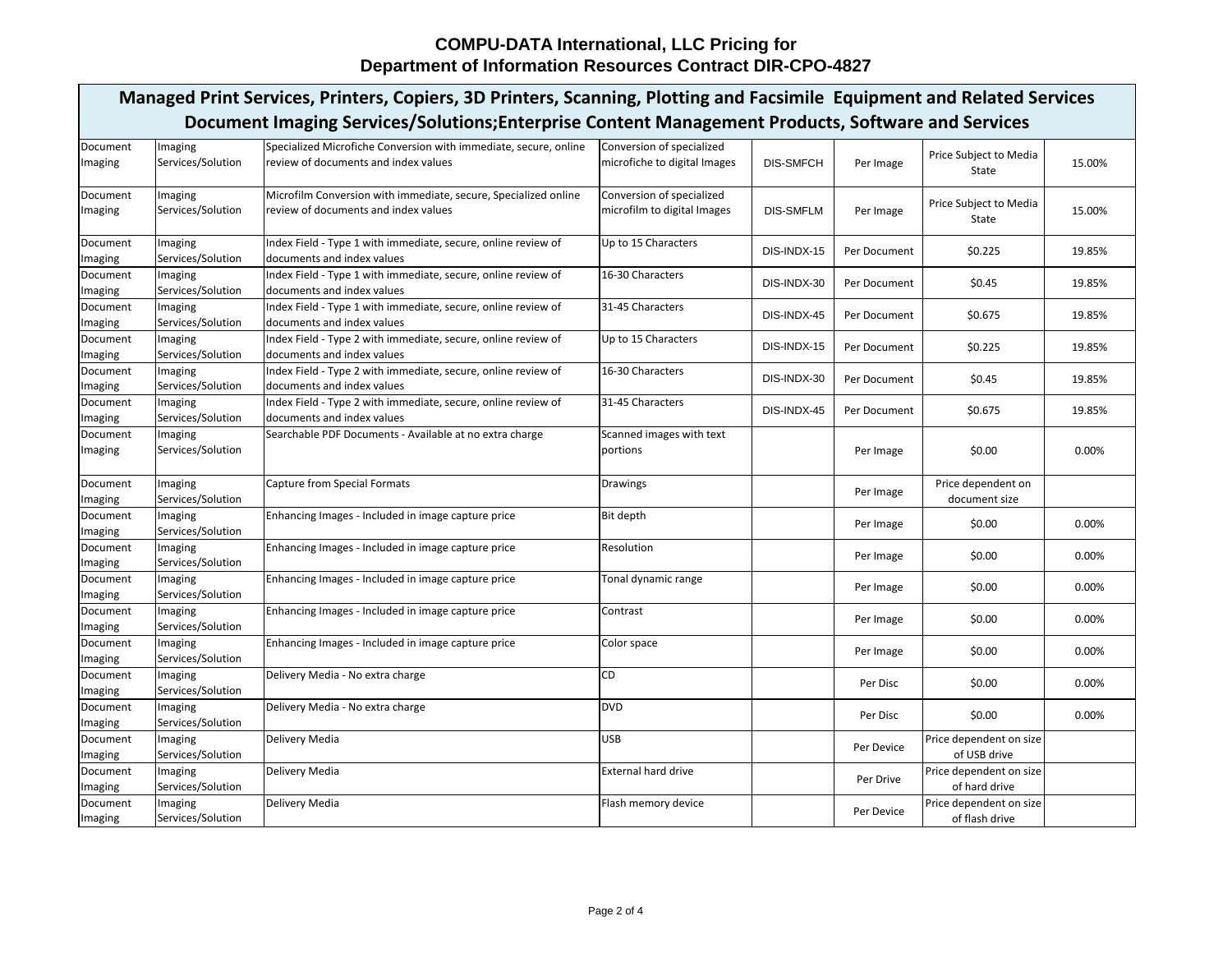# COMPU-DATA International, LLC Pricing for Department of Information Resources Contract DIR-CPO-4827

## Managed Print Services, Printers, Copiers, 3D Printers, Scanning, Plotting and Facsimile Equipment and Related Services Document Imaging Services/Solutions;Enterprise Content Management Products, Software and Services

| | | | | | | | |
|---|---|---|---|---|---|---|---|
| Document Imaging | Imaging Services/Solution | Specialized Microfiche Conversion with immediate, secure, online review of documents and index values | Conversion of specialized microfiche to digital Images | DIS-SMFCH | Per Image | Price Subject to Media State | 15.00% |
| Document Imaging | Imaging Services/Solution | Microfilm Conversion with immediate, secure, Specialized online review of documents and index values | Conversion of specialized microfilm to digital Images | DIS-SMFLM | Per Image | Price Subject to Media State | 15.00% |
| Document Imaging | Imaging Services/Solution | Index Field - Type 1 with immediate, secure, online review of documents and index values | Up to 15 Characters | DIS-INDX-15 | Per Document | $0.225 | 19.85% |
| Document Imaging | Imaging Services/Solution | Index Field - Type 1 with immediate, secure, online review of documents and index values | 16-30 Characters | DIS-INDX-30 | Per Document | $0.45 | 19.85% |
| Document Imaging | Imaging Services/Solution | Index Field - Type 1 with immediate, secure, online review of documents and index values | 31-45 Characters | DIS-INDX-45 | Per Document | $0.675 | 19.85% |
| Document Imaging | Imaging Services/Solution | Index Field - Type 2 with immediate, secure, online review of documents and index values | Up to 15 Characters | DIS-INDX-15 | Per Document | $0.225 | 19.85% |
| Document Imaging | Imaging Services/Solution | Index Field - Type 2 with immediate, secure, online review of documents and index values | 16-30 Characters | DIS-INDX-30 | Per Document | $0.45 | 19.85% |
| Document Imaging | Imaging Services/Solution | Index Field - Type 2 with immediate, secure, online review of documents and index values | 31-45 Characters | DIS-INDX-45 | Per Document | $0.675 | 19.85% |
| Document Imaging | Imaging Services/Solution | Searchable PDF Documents - Available at no extra charge | Scanned images with text portions | | Per Image | $0.00 | 0.00% |
| Document Imaging | Imaging Services/Solution | Capture from Special Formats | Drawings | | Per Image | Price dependent on document size | |
| Document Imaging | Imaging Services/Solution | Enhancing Images - Included in image capture price | Bit depth | | Per Image | $0.00 | 0.00% |
| Document Imaging | Imaging Services/Solution | Enhancing Images - Included in image capture price | Resolution | | Per Image | $0.00 | 0.00% |
| Document Imaging | Imaging Services/Solution | Enhancing Images - Included in image capture price | Tonal dynamic range | | Per Image | $0.00 | 0.00% |
| Document Imaging | Imaging Services/Solution | Enhancing Images - Included in image capture price | Contrast | | Per Image | $0.00 | 0.00% |
| Document Imaging | Imaging Services/Solution | Enhancing Images - Included in image capture price | Color space | | Per Image | $0.00 | 0.00% |
| Document Imaging | Imaging Services/Solution | Delivery Media - No extra charge | CD | | Per Disc | $0.00 | 0.00% |
| Document Imaging | Imaging Services/Solution | Delivery Media - No extra charge | DVD | | Per Disc | $0.00 | 0.00% |
| Document Imaging | Imaging Services/Solution | Delivery Media | USB | | Per Device | Price dependent on size of USB drive | |
| Document Imaging | Imaging Services/Solution | Delivery Media | External hard drive | | Per Drive | Price dependent on size of hard drive | |
| Document Imaging | Imaging Services/Solution | Delivery Media | Flash memory device | | Per Device | Price dependent on size of flash drive | |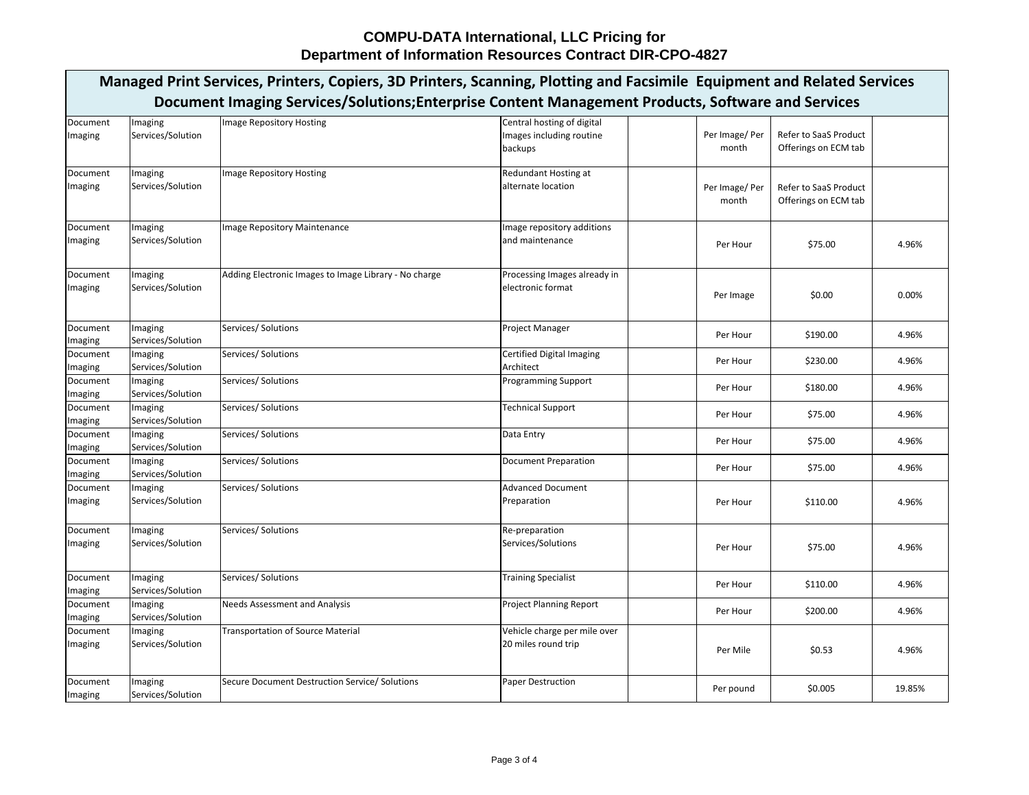# COMPU-DATA International, LLC Pricing for
# Department of Information Resources Contract DIR-CPO-4827

## Managed Print Services, Printers, Copiers, 3D Printers, Scanning, Plotting and Facsimile Equipment and Related Services
## Document Imaging Services/Solutions;Enterprise Content Management Products, Software and Services

| | | | | | | | |
|---|---|---|---|---|---|---|---|
| Document Imaging | Imaging Services/Solution | Image Repository Hosting | Central hosting of digital Images including routine backups | | Per Image/ Per month | Refer to SaaS Product Offerings on ECM tab | |
| Document Imaging | Imaging Services/Solution | Image Repository Hosting | Redundant Hosting at alternate location | | Per Image/ Per month | Refer to SaaS Product Offerings on ECM tab | |
| Document Imaging | Imaging Services/Solution | Image Repository Maintenance | Image repository additions and maintenance | | Per Hour | $75.00 | 4.96% |
| Document Imaging | Imaging Services/Solution | Adding Electronic Images to Image Library - No charge | Processing Images already in electronic format | | Per Image | $0.00 | 0.00% |
| Document Imaging | Imaging Services/Solution | Services/ Solutions | Project Manager | | Per Hour | $190.00 | 4.96% |
| Document Imaging | Imaging Services/Solution | Services/ Solutions | Certified Digital Imaging Architect | | Per Hour | $230.00 | 4.96% |
| Document Imaging | Imaging Services/Solution | Services/ Solutions | Programming Support | | Per Hour | $180.00 | 4.96% |
| Document Imaging | Imaging Services/Solution | Services/ Solutions | Technical Support | | Per Hour | $75.00 | 4.96% |
| Document Imaging | Imaging Services/Solution | Services/ Solutions | Data Entry | | Per Hour | $75.00 | 4.96% |
| Document Imaging | Imaging Services/Solution | Services/ Solutions | Document Preparation | | Per Hour | $75.00 | 4.96% |
| Document Imaging | Imaging Services/Solution | Services/ Solutions | Advanced Document Preparation | | Per Hour | $110.00 | 4.96% |
| Document Imaging | Imaging Services/Solution | Services/ Solutions | Re-preparation Services/Solutions | | Per Hour | $75.00 | 4.96% |
| Document Imaging | Imaging Services/Solution | Services/ Solutions | Training Specialist | | Per Hour | $110.00 | 4.96% |
| Document Imaging | Imaging Services/Solution | Needs Assessment and Analysis | Project Planning Report | | Per Hour | $200.00 | 4.96% |
| Document Imaging | Imaging Services/Solution | Transportation of Source Material | Vehicle charge per mile over 20 miles round trip | | Per Mile | $0.53 | 4.96% |
| Document Imaging | Imaging Services/Solution | Secure Document Destruction Service/ Solutions | Paper Destruction | | Per pound | $0.005 | 19.85% |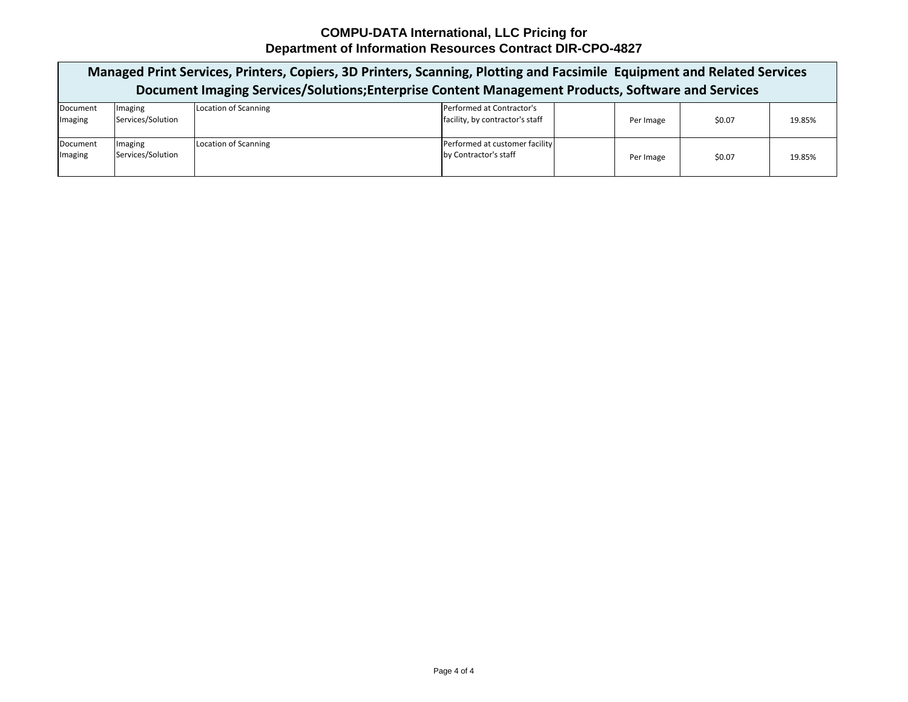**COMPU-DATA International, LLC Pricing for**
**Department of Information Resources Contract DIR-CPO-4827**

## Managed Print Services, Printers, Copiers, 3D Printers, Scanning, Plotting and Facsimile Equipment and Related Services Document Imaging Services/Solutions;Enterprise Content Management Products, Software and Services

| | | | | | | | |
|---|---|---|---|---|---|---|---|
| Document Imaging | Imaging Services/Solution | Location of Scanning | Performed at Contractor's facility, by contractor's staff | | Per Image | $0.07 | 19.85% |
| Document Imaging | Imaging Services/Solution | Location of Scanning | Performed at customer facility by Contractor's staff | | Per Image | $0.07 | 19.85% |